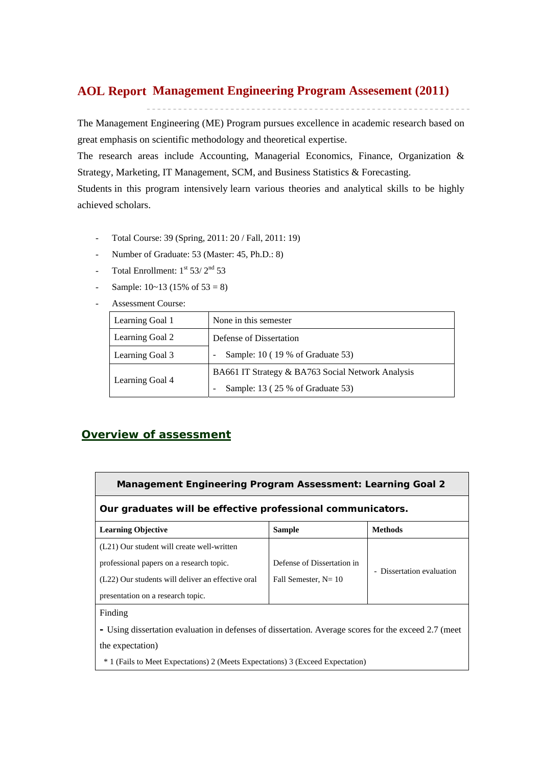# AOL Report Management Engineering Program Assesement (2011)

The Management Engineering (ME) Program pursues excellence in academic research based on great emphasis on scientific methodology and theoretical expertise.

The research areas include Accounting, Managerial Economics, Finance, Organization & Strategy, Marketing, IT Management, SCM, and Business Statistics & Forecasting.

Students in this program intensively learn various theories and analytical skills to be highly achieved scholars.

- Total Course: 39 (Spring, 2011: 20 / Fall, 2011: 19)
- Number of Graduate: 53 (Master: 45, Ph.D.: 8)
- Total Enrollment: 1st 53/ 2nd 53
- Sample: 10~13 (15% of 53 = 8)
- Assessment Course:

| | |
|---|---|
| Learning Goal 1 | None in this semester |
| Learning Goal 2 | Defense of Dissertation<br>- Sample: 10 ( 19 % of Graduate 53) |
| Learning Goal 3 | |
| Learning Goal 4 | BA661 IT Strategy & BA763 Social Network Analysis<br>- Sample: 13 ( 25 % of Graduate 53) |

## Overview of assessment

| **Management Engineering Program Assessment: Learning Goal 2** | | |
|---|---|---|
| **Our graduates will be effective professional communicators.** | | |
| **Learning Objective** | **Sample** | **Methods** |
| (L21) Our student will create well-written professional papers on a research topic.<br>(L22) Our students will deliver an effective oral presentation on a research topic. | Defense of Dissertation in Fall Semester, N= 10 | - Dissertation evaluation |
| Finding<br>- Using dissertation evaluation in defenses of dissertation. Average scores for the exceed 2.7 (meet the expectation)<br>* 1 (Fails to Meet Expectations) 2 (Meets Expectations) 3 (Exceed Expectation) | | |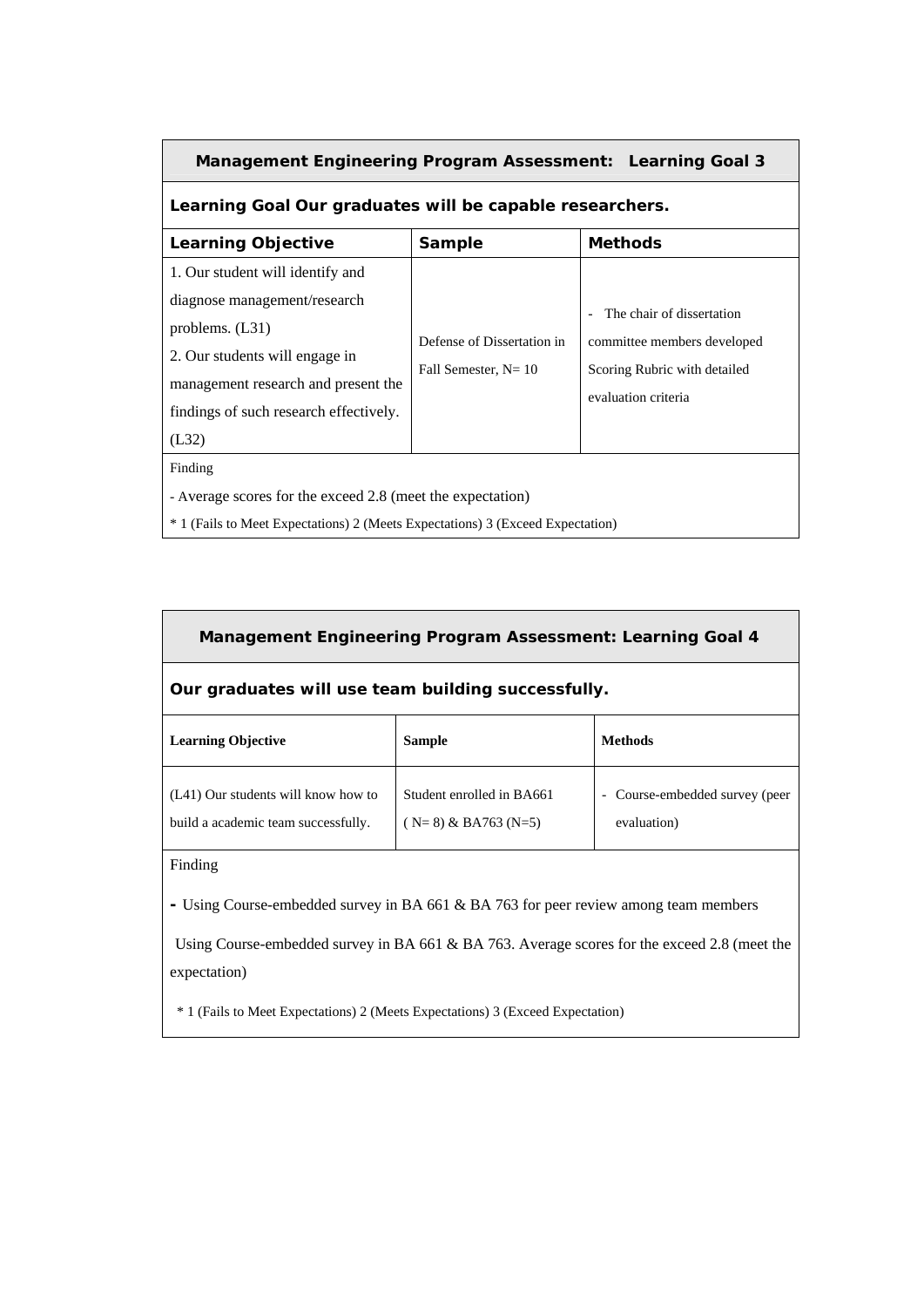| Management Engineering Program Assessment: Learning Goal 3 | | |
|---|---|---|
| **Learning Goal Our graduates will be capable researchers.** | | |
| **Learning Objective** | **Sample** | **Methods** |
| 1. Our student will identify and diagnose management/research problems. (L31)<br>2. Our students will engage in management research and present the findings of such research effectively. (L32) | Defense of Dissertation in Fall Semester, N= 10 | - The chair of dissertation committee members developed Scoring Rubric with detailed evaluation criteria |
| Finding<br>- Average scores for the exceed 2.8 (meet the expectation)<br>* 1 (Fails to Meet Expectations) 2 (Meets Expectations) 3 (Exceed Expectation) | | |

| Management Engineering Program Assessment: Learning Goal 4 | | |
|---|---|---|
| **Our graduates will use team building successfully.** | | |
| **Learning Objective** | **Sample** | **Methods** |
| (L41) Our students will know how to build a academic team successfully. | Student enrolled in BA661 ( N= 8) & BA763 (N=5) | - Course-embedded survey (peer evaluation) |
| Finding<br>- Using Course-embedded survey in BA 661 & BA 763 for peer review among team members<br>Using Course-embedded survey in BA 661 & BA 763. Average scores for the exceed 2.8 (meet the expectation)<br>* 1 (Fails to Meet Expectations) 2 (Meets Expectations) 3 (Exceed Expectation) | | |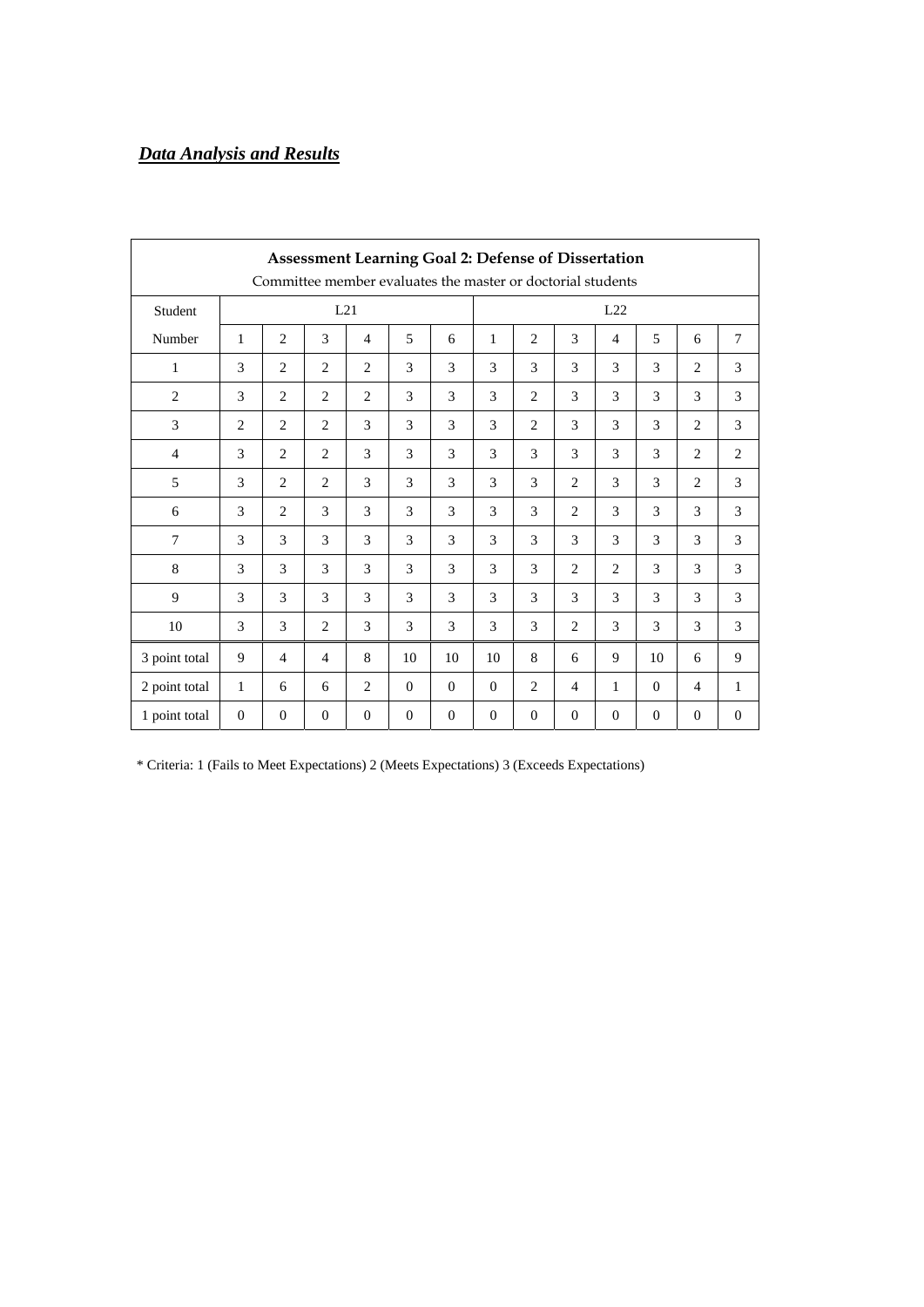***Data Analysis and Results***

| **Assessment Learning Goal 2: Defense of Dissertation**<br>Committee member evaluates the master or doctorial students | | | | | | | | | | | | | |
|---|---|---|---|---|---|---|---|---|---|---|---|---|---|
| Student | L21 | | | | | | L22 | | | | | | |
| Number | 1 | 2 | 3 | 4 | 5 | 6 | 1 | 2 | 3 | 4 | 5 | 6 | 7 |
| 1 | 3 | 2 | 2 | 2 | 3 | 3 | 3 | 3 | 3 | 3 | 3 | 2 | 3 |
| 2 | 3 | 2 | 2 | 2 | 3 | 3 | 3 | 2 | 3 | 3 | 3 | 3 | 3 |
| 3 | 2 | 2 | 2 | 3 | 3 | 3 | 3 | 2 | 3 | 3 | 3 | 2 | 3 |
| 4 | 3 | 2 | 2 | 3 | 3 | 3 | 3 | 3 | 3 | 3 | 3 | 2 | 2 |
| 5 | 3 | 2 | 2 | 3 | 3 | 3 | 3 | 3 | 2 | 3 | 3 | 2 | 3 |
| 6 | 3 | 2 | 3 | 3 | 3 | 3 | 3 | 3 | 2 | 3 | 3 | 3 | 3 |
| 7 | 3 | 3 | 3 | 3 | 3 | 3 | 3 | 3 | 3 | 3 | 3 | 3 | 3 |
| 8 | 3 | 3 | 3 | 3 | 3 | 3 | 3 | 3 | 2 | 2 | 3 | 3 | 3 |
| 9 | 3 | 3 | 3 | 3 | 3 | 3 | 3 | 3 | 3 | 3 | 3 | 3 | 3 |
| 10 | 3 | 3 | 2 | 3 | 3 | 3 | 3 | 3 | 2 | 3 | 3 | 3 | 3 |
| 3 point total | 9 | 4 | 4 | 8 | 10 | 10 | 10 | 8 | 6 | 9 | 10 | 6 | 9 |
| 2 point total | 1 | 6 | 6 | 2 | 0 | 0 | 0 | 2 | 4 | 1 | 0 | 4 | 1 |
| 1 point total | 0 | 0 | 0 | 0 | 0 | 0 | 0 | 0 | 0 | 0 | 0 | 0 | 0 |

* Criteria: 1 (Fails to Meet Expectations) 2 (Meets Expectations) 3 (Exceeds Expectations)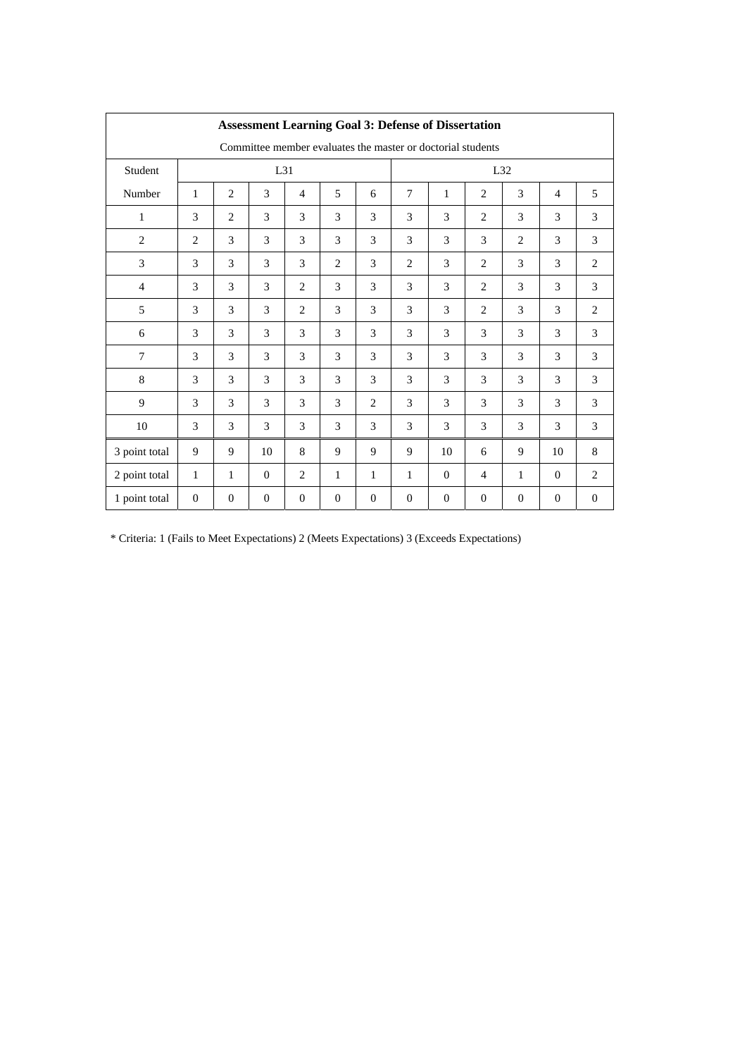**Assessment Learning Goal 3: Defense of Dissertation**

Committee member evaluates the master or doctorial students

| Student | L31 | | | | | | | L32 | | | | |
|---|---|---|---|---|---|---|---|---|---|---|---|---|
| Number | 1 | 2 | 3 | 4 | 5 | 6 | 7 | 1 | 2 | 3 | 4 | 5 |
| 1 | 3 | 2 | 3 | 3 | 3 | 3 | 3 | 3 | 2 | 3 | 3 | 3 |
| 2 | 2 | 3 | 3 | 3 | 3 | 3 | 3 | 3 | 3 | 2 | 3 | 3 |
| 3 | 3 | 3 | 3 | 3 | 2 | 3 | 2 | 3 | 2 | 3 | 3 | 2 |
| 4 | 3 | 3 | 3 | 2 | 3 | 3 | 3 | 3 | 2 | 3 | 3 | 3 |
| 5 | 3 | 3 | 3 | 2 | 3 | 3 | 3 | 3 | 2 | 3 | 3 | 2 |
| 6 | 3 | 3 | 3 | 3 | 3 | 3 | 3 | 3 | 3 | 3 | 3 | 3 |
| 7 | 3 | 3 | 3 | 3 | 3 | 3 | 3 | 3 | 3 | 3 | 3 | 3 |
| 8 | 3 | 3 | 3 | 3 | 3 | 3 | 3 | 3 | 3 | 3 | 3 | 3 |
| 9 | 3 | 3 | 3 | 3 | 3 | 2 | 3 | 3 | 3 | 3 | 3 | 3 |
| 10 | 3 | 3 | 3 | 3 | 3 | 3 | 3 | 3 | 3 | 3 | 3 | 3 |
| 3 point total | 9 | 9 | 10 | 8 | 9 | 9 | 9 | 10 | 6 | 9 | 10 | 8 |
| 2 point total | 1 | 1 | 0 | 2 | 1 | 1 | 1 | 0 | 4 | 1 | 0 | 2 |
| 1 point total | 0 | 0 | 0 | 0 | 0 | 0 | 0 | 0 | 0 | 0 | 0 | 0 |

* Criteria: 1 (Fails to Meet Expectations) 2 (Meets Expectations) 3 (Exceeds Expectations)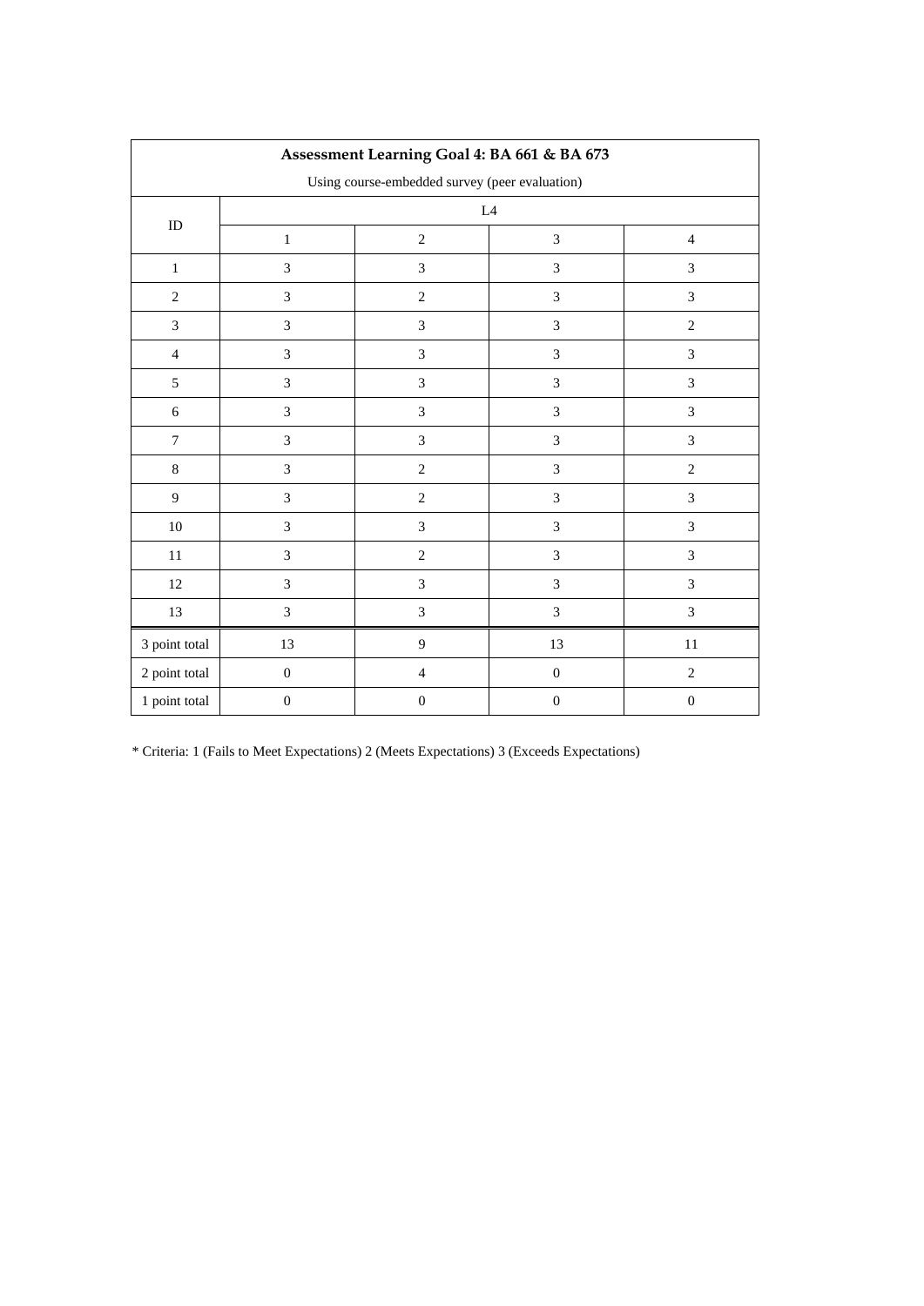| Assessment Learning Goal 4: BA 661 & BA 673<br>Using course-embedded survey (peer evaluation) | | | | |
|---|---|---|---|---|
| ID | L4 | | | |
| | 1 | 2 | 3 | 4 |
| 1 | 3 | 3 | 3 | 3 |
| 2 | 3 | 2 | 3 | 3 |
| 3 | 3 | 3 | 3 | 2 |
| 4 | 3 | 3 | 3 | 3 |
| 5 | 3 | 3 | 3 | 3 |
| 6 | 3 | 3 | 3 | 3 |
| 7 | 3 | 3 | 3 | 3 |
| 8 | 3 | 2 | 3 | 2 |
| 9 | 3 | 2 | 3 | 3 |
| 10 | 3 | 3 | 3 | 3 |
| 11 | 3 | 2 | 3 | 3 |
| 12 | 3 | 3 | 3 | 3 |
| 13 | 3 | 3 | 3 | 3 |
| 3 point total | 13 | 9 | 13 | 11 |
| 2 point total | 0 | 4 | 0 | 2 |
| 1 point total | 0 | 0 | 0 | 0 |

* Criteria: 1 (Fails to Meet Expectations) 2 (Meets Expectations) 3 (Exceeds Expectations)